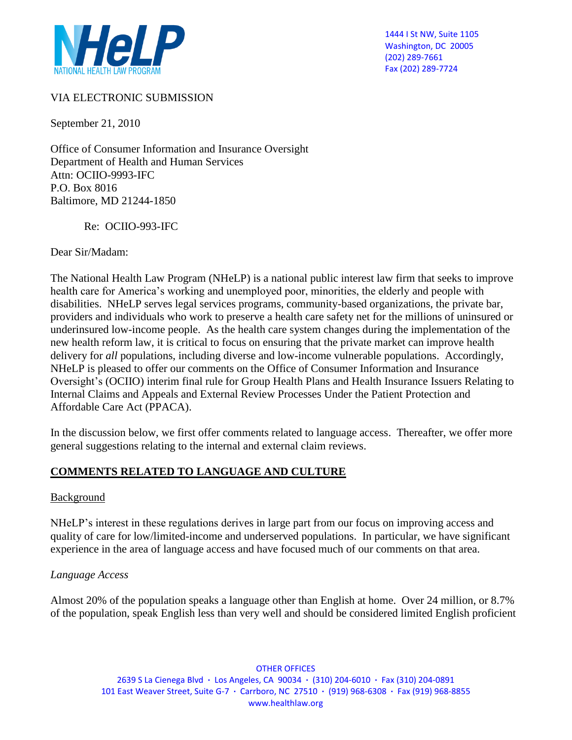NHeLP
NATIONAL HEALTH LAW PROGRAM

1444 I St NW, Suite 1105
Washington, DC 20005
(202) 289-7661
Fax (202) 289-7724

VIA ELECTRONIC SUBMISSION

September 21, 2010

Office of Consumer Information and Insurance Oversight
Department of Health and Human Services
Attn: OCIIO-9993-IFC
P.O. Box 8016
Baltimore, MD 21244-1850

Re: OCIIO-993-IFC

Dear Sir/Madam:

The National Health Law Program (NHeLP) is a national public interest law firm that seeks to improve health care for America's working and unemployed poor, minorities, the elderly and people with disabilities. NHeLP serves legal services programs, community-based organizations, the private bar, providers and individuals who work to preserve a health care safety net for the millions of uninsured or underinsured low-income people. As the health care system changes during the implementation of the new health reform law, it is critical to focus on ensuring that the private market can improve health delivery for *all* populations, including diverse and low-income vulnerable populations. Accordingly, NHeLP is pleased to offer our comments on the Office of Consumer Information and Insurance Oversight's (OCIIO) interim final rule for Group Health Plans and Health Insurance Issuers Relating to Internal Claims and Appeals and External Review Processes Under the Patient Protection and Affordable Care Act (PPACA).

In the discussion below, we first offer comments related to language access. Thereafter, we offer more general suggestions relating to the internal and external claim reviews.

## COMMENTS RELATED TO LANGUAGE AND CULTURE

### Background

NHeLP's interest in these regulations derives in large part from our focus on improving access and quality of care for low/limited-income and underserved populations. In particular, we have significant experience in the area of language access and have focused much of our comments on that area.

#### *Language Access*

Almost 20% of the population speaks a language other than English at home. Over 24 million, or 8.7% of the population, speak English less than very well and should be considered limited English proficient

OTHER OFFICES
2639 S La Cienega Blvd · Los Angeles, CA 90034 · (310) 204-6010 · Fax (310) 204-0891
101 East Weaver Street, Suite G-7 · Carrboro, NC 27510 · (919) 968-6308 · Fax (919) 968-8855
www.healthlaw.org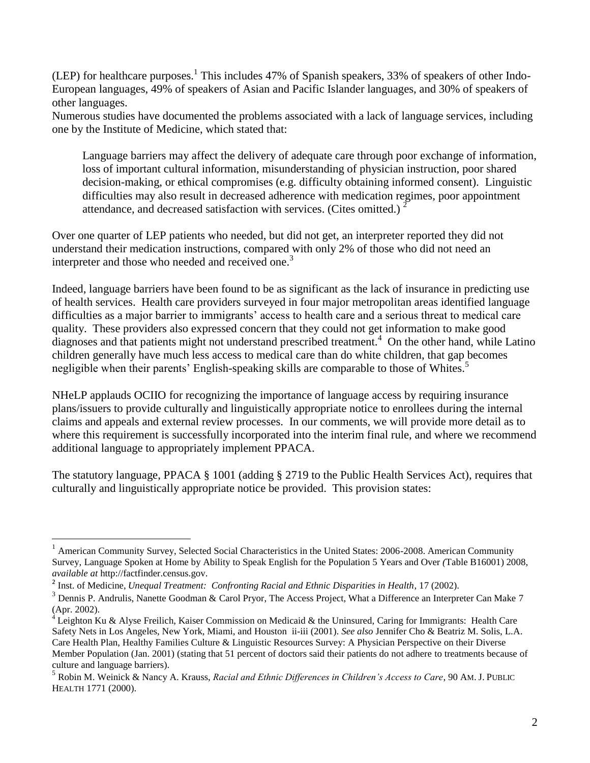(LEP) for healthcare purposes.[1] This includes 47% of Spanish speakers, 33% of speakers of other Indo-European languages, 49% of speakers of Asian and Pacific Islander languages, and 30% of speakers of other languages.

Numerous studies have documented the problems associated with a lack of language services, including one by the Institute of Medicine, which stated that:

> Language barriers may affect the delivery of adequate care through poor exchange of information, loss of important cultural information, misunderstanding of physician instruction, poor shared decision-making, or ethical compromises (e.g. difficulty obtaining informed consent). Linguistic difficulties may also result in decreased adherence with medication regimes, poor appointment attendance, and decreased satisfaction with services. (Cites omitted.) [2]

Over one quarter of LEP patients who needed, but did not get, an interpreter reported they did not understand their medication instructions, compared with only 2% of those who did not need an interpreter and those who needed and received one.[3]

Indeed, language barriers have been found to be as significant as the lack of insurance in predicting use of health services. Health care providers surveyed in four major metropolitan areas identified language difficulties as a major barrier to immigrants' access to health care and a serious threat to medical care quality. These providers also expressed concern that they could not get information to make good diagnoses and that patients might not understand prescribed treatment.[4] On the other hand, while Latino children generally have much less access to medical care than do white children, that gap becomes negligible when their parents' English-speaking skills are comparable to those of Whites.[5]

NHeLP applauds OCIIO for recognizing the importance of language access by requiring insurance plans/issuers to provide culturally and linguistically appropriate notice to enrollees during the internal claims and appeals and external review processes. In our comments, we will provide more detail as to where this requirement is successfully incorporated into the interim final rule, and where we recommend additional language to appropriately implement PPACA.

The statutory language, PPACA § 1001 (adding § 2719 to the Public Health Services Act), requires that culturally and linguistically appropriate notice be provided. This provision states:

---

[1] American Community Survey, Selected Social Characteristics in the United States: 2006-2008. American Community Survey, Language Spoken at Home by Ability to Speak English for the Population 5 Years and Over *(*Table B16001) 2008, *available at* http://factfinder.census.gov.

[2] Inst. of Medicine, *Unequal Treatment: Confronting Racial and Ethnic Disparities in Health*, 17 (2002).

[3] Dennis P. Andrulis, Nanette Goodman & Carol Pryor, The Access Project, What a Difference an Interpreter Can Make 7 (Apr. 2002).

[4] Leighton Ku & Alyse Freilich, Kaiser Commission on Medicaid & the Uninsured, Caring for Immigrants: Health Care Safety Nets in Los Angeles, New York, Miami, and Houston ii-iii (2001). *See also* Jennifer Cho & Beatriz M. Solis, L.A. Care Health Plan, Healthy Families Culture & Linguistic Resources Survey: A Physician Perspective on their Diverse Member Population (Jan. 2001) (stating that 51 percent of doctors said their patients do not adhere to treatments because of culture and language barriers).

[5] Robin M. Weinick & Nancy A. Krauss, *Racial and Ethnic Differences in Children's Access to Care*, 90 AM. J. PUBLIC HEALTH 1771 (2000).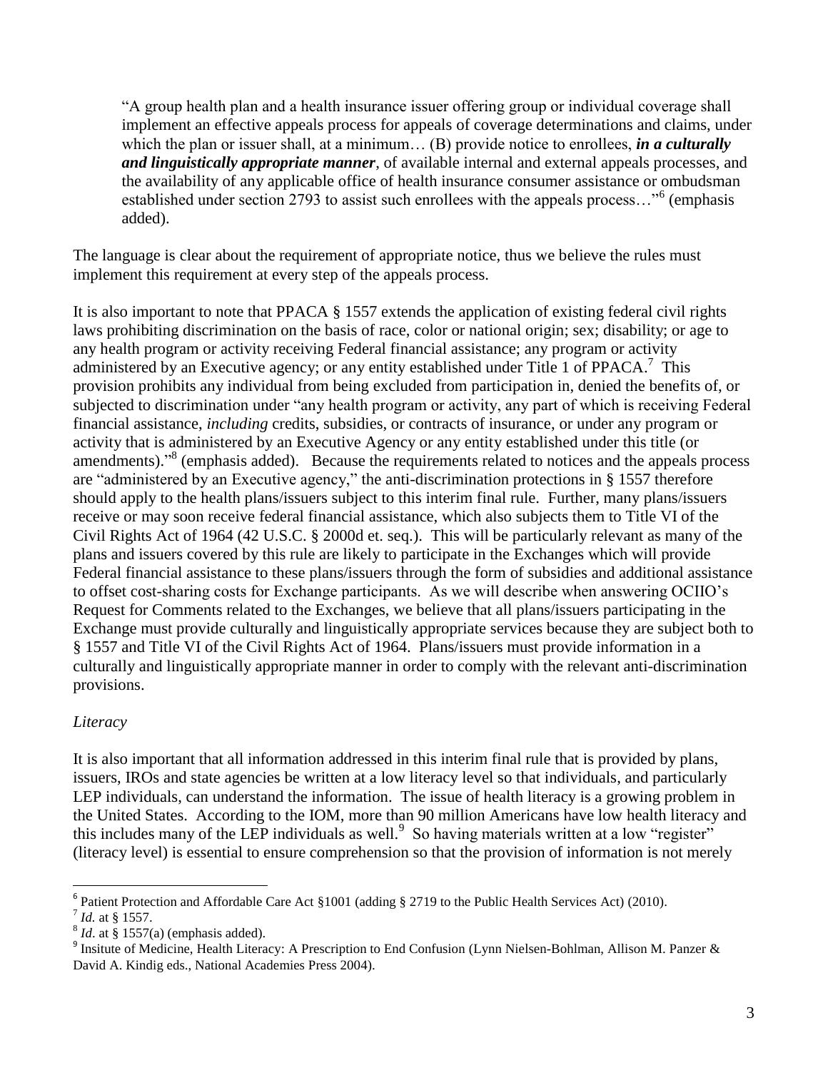> "A group health plan and a health insurance issuer offering group or individual coverage shall implement an effective appeals process for appeals of coverage determinations and claims, under which the plan or issuer shall, at a minimum… (B) provide notice to enrollees, ***in a culturally and linguistically appropriate manner***, of available internal and external appeals processes, and the availability of any applicable office of health insurance consumer assistance or ombudsman established under section 2793 to assist such enrollees with the appeals process…"[6] (emphasis added).

The language is clear about the requirement of appropriate notice, thus we believe the rules must implement this requirement at every step of the appeals process.

It is also important to note that PPACA § 1557 extends the application of existing federal civil rights laws prohibiting discrimination on the basis of race, color or national origin; sex; disability; or age to any health program or activity receiving Federal financial assistance; any program or activity administered by an Executive agency; or any entity established under Title 1 of PPACA.[7] This provision prohibits any individual from being excluded from participation in, denied the benefits of, or subjected to discrimination under "any health program or activity, any part of which is receiving Federal financial assistance, *including* credits, subsidies, or contracts of insurance, or under any program or activity that is administered by an Executive Agency or any entity established under this title (or amendments)."[8] (emphasis added). Because the requirements related to notices and the appeals process are "administered by an Executive agency," the anti-discrimination protections in § 1557 therefore should apply to the health plans/issuers subject to this interim final rule. Further, many plans/issuers receive or may soon receive federal financial assistance, which also subjects them to Title VI of the Civil Rights Act of 1964 (42 U.S.C. § 2000d et. seq.). This will be particularly relevant as many of the plans and issuers covered by this rule are likely to participate in the Exchanges which will provide Federal financial assistance to these plans/issuers through the form of subsidies and additional assistance to offset cost-sharing costs for Exchange participants. As we will describe when answering OCIIO's Request for Comments related to the Exchanges, we believe that all plans/issuers participating in the Exchange must provide culturally and linguistically appropriate services because they are subject both to § 1557 and Title VI of the Civil Rights Act of 1964. Plans/issuers must provide information in a culturally and linguistically appropriate manner in order to comply with the relevant anti-discrimination provisions.

*Literacy*

It is also important that all information addressed in this interim final rule that is provided by plans, issuers, IROs and state agencies be written at a low literacy level so that individuals, and particularly LEP individuals, can understand the information. The issue of health literacy is a growing problem in the United States. According to the IOM, more than 90 million Americans have low health literacy and this includes many of the LEP individuals as well.[9] So having materials written at a low "register" (literacy level) is essential to ensure comprehension so that the provision of information is not merely

---

[6] Patient Protection and Affordable Care Act §1001 (adding § 2719 to the Public Health Services Act) (2010).

[7] *Id.* at § 1557.

[8] *Id*. at § 1557(a) (emphasis added).

[9] Insitute of Medicine, Health Literacy: A Prescription to End Confusion (Lynn Nielsen-Bohlman, Allison M. Panzer & David A. Kindig eds., National Academies Press 2004).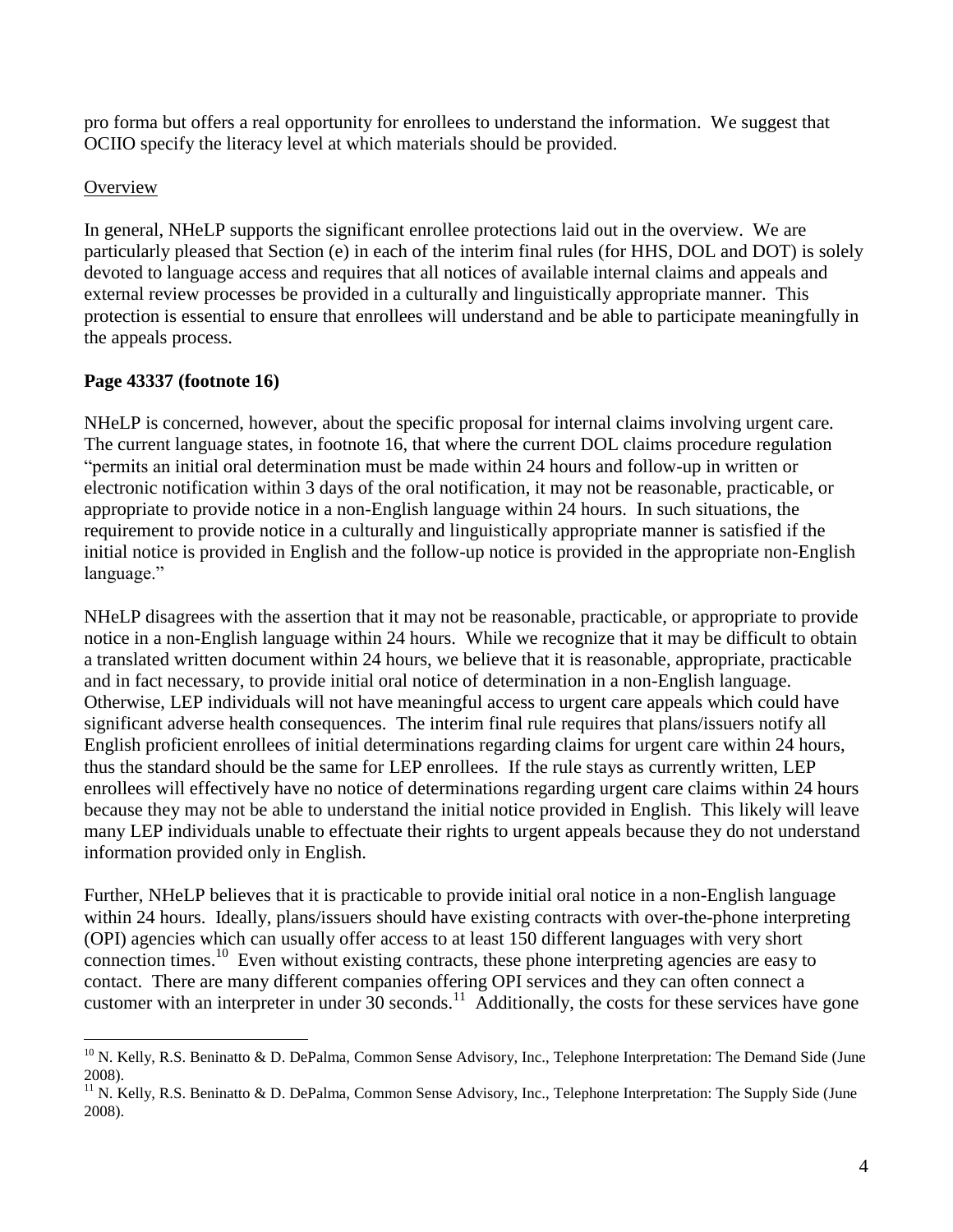pro forma but offers a real opportunity for enrollees to understand the information. We suggest that OCIIO specify the literacy level at which materials should be provided.

Overview

In general, NHeLP supports the significant enrollee protections laid out in the overview. We are particularly pleased that Section (e) in each of the interim final rules (for HHS, DOL and DOT) is solely devoted to language access and requires that all notices of available internal claims and appeals and external review processes be provided in a culturally and linguistically appropriate manner. This protection is essential to ensure that enrollees will understand and be able to participate meaningfully in the appeals process.

**Page 43337 (footnote 16)**

NHeLP is concerned, however, about the specific proposal for internal claims involving urgent care. The current language states, in footnote 16, that where the current DOL claims procedure regulation "permits an initial oral determination must be made within 24 hours and follow-up in written or electronic notification within 3 days of the oral notification, it may not be reasonable, practicable, or appropriate to provide notice in a non-English language within 24 hours. In such situations, the requirement to provide notice in a culturally and linguistically appropriate manner is satisfied if the initial notice is provided in English and the follow-up notice is provided in the appropriate non-English language."

NHeLP disagrees with the assertion that it may not be reasonable, practicable, or appropriate to provide notice in a non-English language within 24 hours. While we recognize that it may be difficult to obtain a translated written document within 24 hours, we believe that it is reasonable, appropriate, practicable and in fact necessary, to provide initial oral notice of determination in a non-English language. Otherwise, LEP individuals will not have meaningful access to urgent care appeals which could have significant adverse health consequences. The interim final rule requires that plans/issuers notify all English proficient enrollees of initial determinations regarding claims for urgent care within 24 hours, thus the standard should be the same for LEP enrollees. If the rule stays as currently written, LEP enrollees will effectively have no notice of determinations regarding urgent care claims within 24 hours because they may not be able to understand the initial notice provided in English. This likely will leave many LEP individuals unable to effectuate their rights to urgent appeals because they do not understand information provided only in English.

Further, NHeLP believes that it is practicable to provide initial oral notice in a non-English language within 24 hours. Ideally, plans/issuers should have existing contracts with over-the-phone interpreting (OPI) agencies which can usually offer access to at least 150 different languages with very short connection times.[10] Even without existing contracts, these phone interpreting agencies are easy to contact. There are many different companies offering OPI services and they can often connect a customer with an interpreter in under 30 seconds.[11] Additionally, the costs for these services have gone

[10] N. Kelly, R.S. Beninatto & D. DePalma, Common Sense Advisory, Inc., Telephone Interpretation: The Demand Side (June 2008).

[11] N. Kelly, R.S. Beninatto & D. DePalma, Common Sense Advisory, Inc., Telephone Interpretation: The Supply Side (June 2008).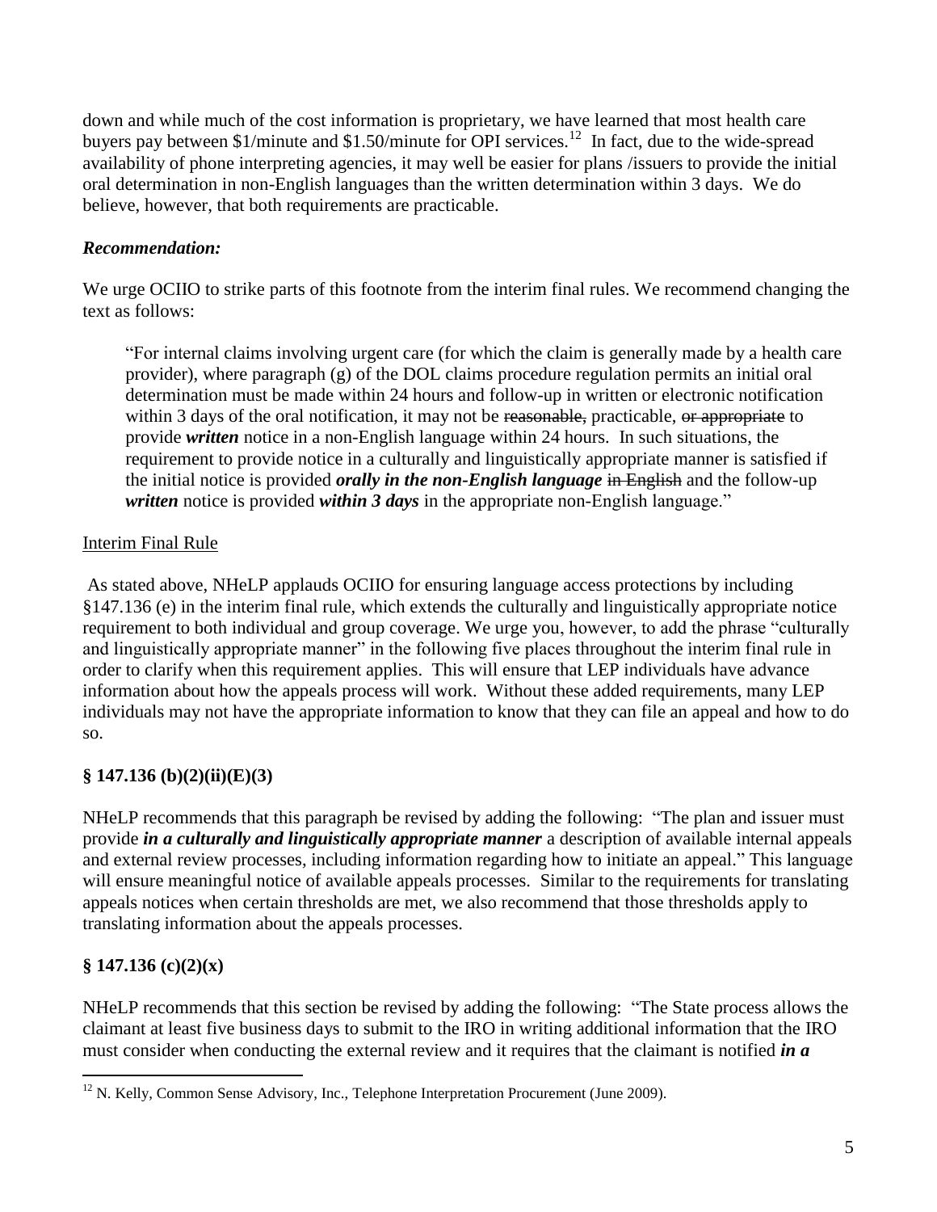down and while much of the cost information is proprietary, we have learned that most health care buyers pay between $1/minute and $1.50/minute for OPI services.[12] In fact, due to the wide-spread availability of phone interpreting agencies, it may well be easier for plans /issuers to provide the initial oral determination in non-English languages than the written determination within 3 days. We do believe, however, that both requirements are practicable.

***Recommendation:***

We urge OCIIO to strike parts of this footnote from the interim final rules. We recommend changing the text as follows:

> "For internal claims involving urgent care (for which the claim is generally made by a health care provider), where paragraph (g) of the DOL claims procedure regulation permits an initial oral determination must be made within 24 hours and follow-up in written or electronic notification within 3 days of the oral notification, it may not be ~~reasonable,~~ practicable, ~~or appropriate~~ to provide ***written*** notice in a non-English language within 24 hours. In such situations, the requirement to provide notice in a culturally and linguistically appropriate manner is satisfied if the initial notice is provided ***orally in the non-English language*** ~~in English~~ and the follow-up ***written*** notice is provided ***within 3 days*** in the appropriate non-English language."

Interim Final Rule

As stated above, NHeLP applauds OCIIO for ensuring language access protections by including §147.136 (e) in the interim final rule, which extends the culturally and linguistically appropriate notice requirement to both individual and group coverage. We urge you, however, to add the phrase "culturally and linguistically appropriate manner" in the following five places throughout the interim final rule in order to clarify when this requirement applies. This will ensure that LEP individuals have advance information about how the appeals process will work. Without these added requirements, many LEP individuals may not have the appropriate information to know that they can file an appeal and how to do so.

**§ 147.136 (b)(2)(ii)(E)(3)**

NHeLP recommends that this paragraph be revised by adding the following: "The plan and issuer must provide ***in a culturally and linguistically appropriate manner*** a description of available internal appeals and external review processes, including information regarding how to initiate an appeal." This language will ensure meaningful notice of available appeals processes. Similar to the requirements for translating appeals notices when certain thresholds are met, we also recommend that those thresholds apply to translating information about the appeals processes.

**§ 147.136 (c)(2)(x)**

NHeLP recommends that this section be revised by adding the following: "The State process allows the claimant at least five business days to submit to the IRO in writing additional information that the IRO must consider when conducting the external review and it requires that the claimant is notified ***in a***

[12] N. Kelly, Common Sense Advisory, Inc., Telephone Interpretation Procurement (June 2009).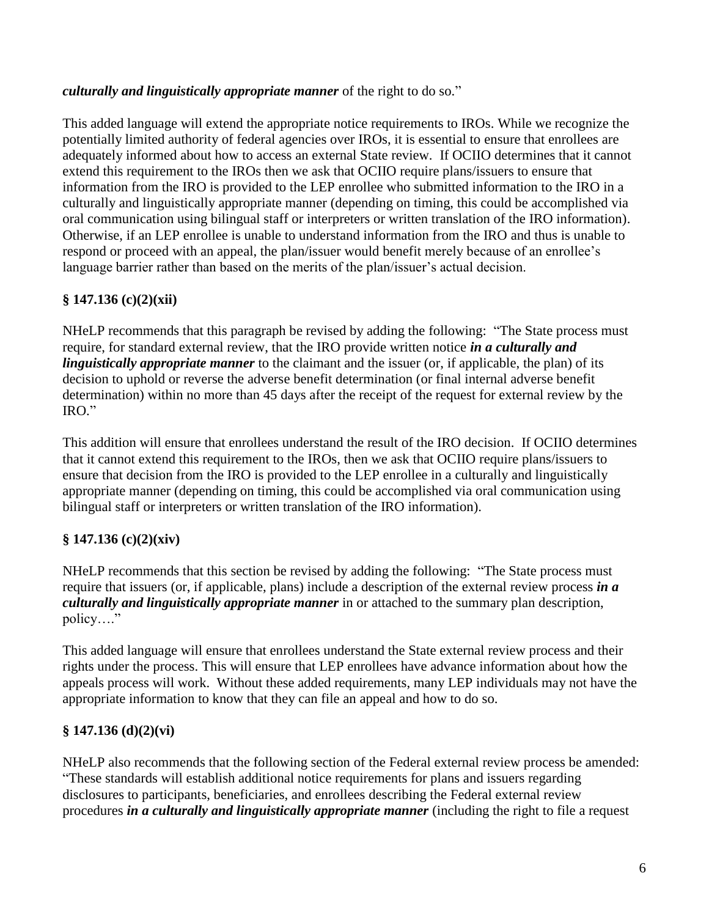***culturally and linguistically appropriate manner*** of the right to do so."

This added language will extend the appropriate notice requirements to IROs. While we recognize the potentially limited authority of federal agencies over IROs, it is essential to ensure that enrollees are adequately informed about how to access an external State review. If OCIIO determines that it cannot extend this requirement to the IROs then we ask that OCIIO require plans/issuers to ensure that information from the IRO is provided to the LEP enrollee who submitted information to the IRO in a culturally and linguistically appropriate manner (depending on timing, this could be accomplished via oral communication using bilingual staff or interpreters or written translation of the IRO information). Otherwise, if an LEP enrollee is unable to understand information from the IRO and thus is unable to respond or proceed with an appeal, the plan/issuer would benefit merely because of an enrollee's language barrier rather than based on the merits of the plan/issuer's actual decision.

**§ 147.136 (c)(2)(xii)**

NHeLP recommends that this paragraph be revised by adding the following: "The State process must require, for standard external review, that the IRO provide written notice ***in a culturally and linguistically appropriate manner*** to the claimant and the issuer (or, if applicable, the plan) of its decision to uphold or reverse the adverse benefit determination (or final internal adverse benefit determination) within no more than 45 days after the receipt of the request for external review by the IRO."

This addition will ensure that enrollees understand the result of the IRO decision. If OCIIO determines that it cannot extend this requirement to the IROs, then we ask that OCIIO require plans/issuers to ensure that decision from the IRO is provided to the LEP enrollee in a culturally and linguistically appropriate manner (depending on timing, this could be accomplished via oral communication using bilingual staff or interpreters or written translation of the IRO information).

**§ 147.136 (c)(2)(xiv)**

NHeLP recommends that this section be revised by adding the following: "The State process must require that issuers (or, if applicable, plans) include a description of the external review process ***in a culturally and linguistically appropriate manner*** in or attached to the summary plan description, policy…."

This added language will ensure that enrollees understand the State external review process and their rights under the process. This will ensure that LEP enrollees have advance information about how the appeals process will work. Without these added requirements, many LEP individuals may not have the appropriate information to know that they can file an appeal and how to do so.

**§ 147.136 (d)(2)(vi)**

NHeLP also recommends that the following section of the Federal external review process be amended: "These standards will establish additional notice requirements for plans and issuers regarding disclosures to participants, beneficiaries, and enrollees describing the Federal external review procedures ***in a culturally and linguistically appropriate manner*** (including the right to file a request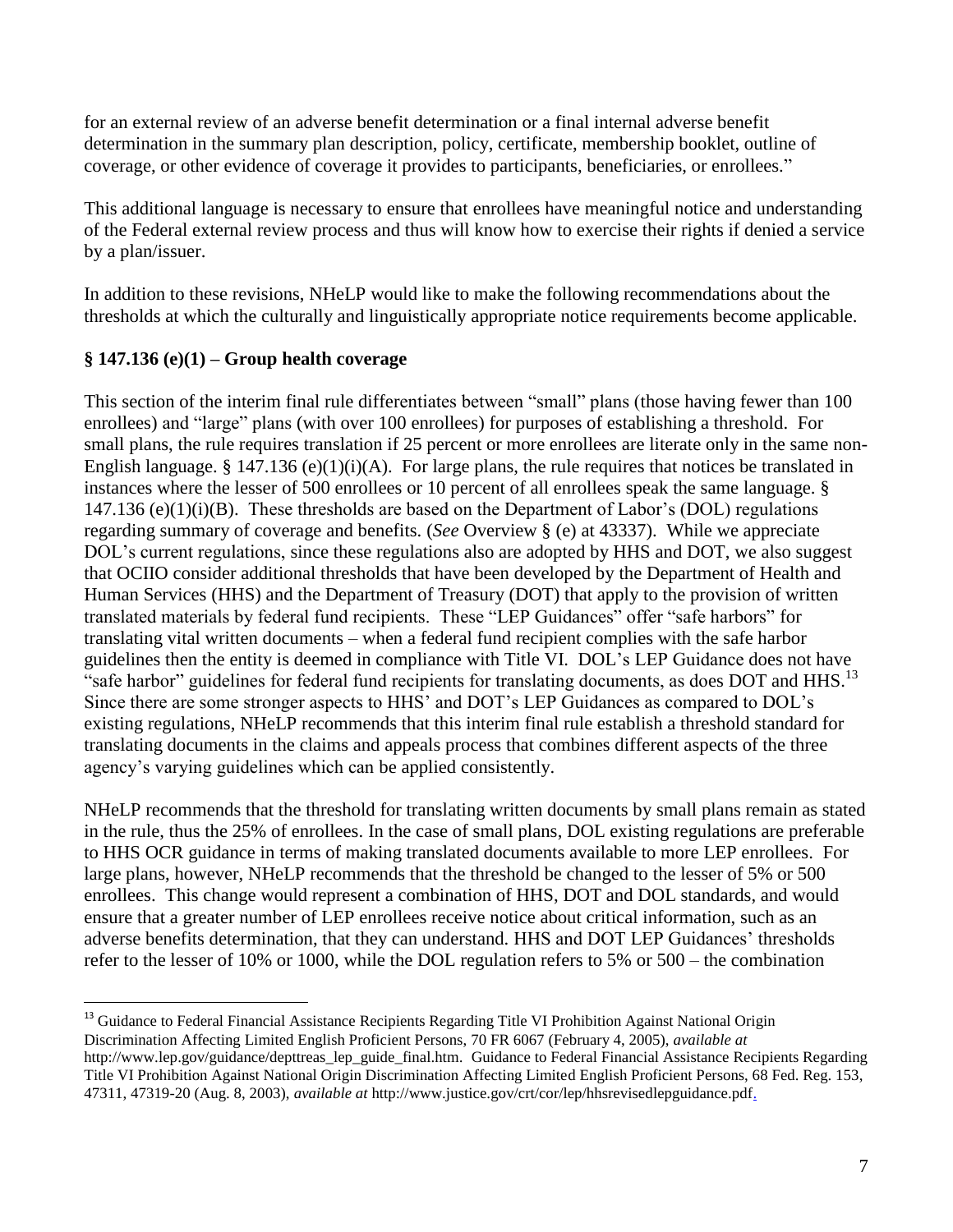for an external review of an adverse benefit determination or a final internal adverse benefit determination in the summary plan description, policy, certificate, membership booklet, outline of coverage, or other evidence of coverage it provides to participants, beneficiaries, or enrollees."

This additional language is necessary to ensure that enrollees have meaningful notice and understanding of the Federal external review process and thus will know how to exercise their rights if denied a service by a plan/issuer.

In addition to these revisions, NHeLP would like to make the following recommendations about the thresholds at which the culturally and linguistically appropriate notice requirements become applicable.

### § 147.136 (e)(1) – Group health coverage

This section of the interim final rule differentiates between "small" plans (those having fewer than 100 enrollees) and "large" plans (with over 100 enrollees) for purposes of establishing a threshold. For small plans, the rule requires translation if 25 percent or more enrollees are literate only in the same non-English language. § 147.136 (e)(1)(i)(A). For large plans, the rule requires that notices be translated in instances where the lesser of 500 enrollees or 10 percent of all enrollees speak the same language. § 147.136 (e)(1)(i)(B). These thresholds are based on the Department of Labor's (DOL) regulations regarding summary of coverage and benefits. (*See* Overview § (e) at 43337). While we appreciate DOL's current regulations, since these regulations also are adopted by HHS and DOT, we also suggest that OCIIO consider additional thresholds that have been developed by the Department of Health and Human Services (HHS) and the Department of Treasury (DOT) that apply to the provision of written translated materials by federal fund recipients. These "LEP Guidances" offer "safe harbors" for translating vital written documents – when a federal fund recipient complies with the safe harbor guidelines then the entity is deemed in compliance with Title VI. DOL's LEP Guidance does not have "safe harbor" guidelines for federal fund recipients for translating documents, as does DOT and HHS.[13] Since there are some stronger aspects to HHS' and DOT's LEP Guidances as compared to DOL's existing regulations, NHeLP recommends that this interim final rule establish a threshold standard for translating documents in the claims and appeals process that combines different aspects of the three agency's varying guidelines which can be applied consistently.

NHeLP recommends that the threshold for translating written documents by small plans remain as stated in the rule, thus the 25% of enrollees. In the case of small plans, DOL existing regulations are preferable to HHS OCR guidance in terms of making translated documents available to more LEP enrollees. For large plans, however, NHeLP recommends that the threshold be changed to the lesser of 5% or 500 enrollees. This change would represent a combination of HHS, DOT and DOL standards, and would ensure that a greater number of LEP enrollees receive notice about critical information, such as an adverse benefits determination, that they can understand. HHS and DOT LEP Guidances' thresholds refer to the lesser of 10% or 1000, while the DOL regulation refers to 5% or 500 – the combination

---

[13] Guidance to Federal Financial Assistance Recipients Regarding Title VI Prohibition Against National Origin Discrimination Affecting Limited English Proficient Persons, 70 FR 6067 (February 4, 2005), *available at* http://www.lep.gov/guidance/depttreas_lep_guide_final.htm. Guidance to Federal Financial Assistance Recipients Regarding Title VI Prohibition Against National Origin Discrimination Affecting Limited English Proficient Persons, 68 Fed. Reg. 153, 47311, 47319-20 (Aug. 8, 2003), *available at* http://www.justice.gov/crt/cor/lep/hhsrevisedlepguidance.pdf.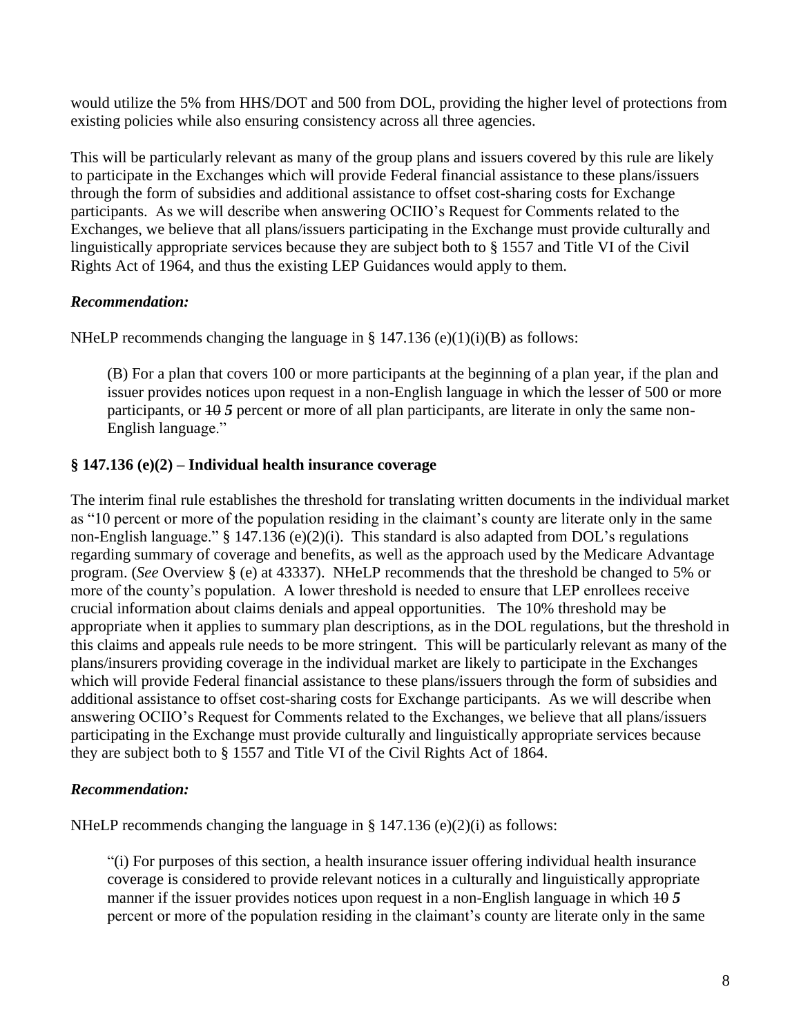would utilize the 5% from HHS/DOT and 500 from DOL, providing the higher level of protections from existing policies while also ensuring consistency across all three agencies.

This will be particularly relevant as many of the group plans and issuers covered by this rule are likely to participate in the Exchanges which will provide Federal financial assistance to these plans/issuers through the form of subsidies and additional assistance to offset cost-sharing costs for Exchange participants. As we will describe when answering OCIIO's Request for Comments related to the Exchanges, we believe that all plans/issuers participating in the Exchange must provide culturally and linguistically appropriate services because they are subject both to § 1557 and Title VI of the Civil Rights Act of 1964, and thus the existing LEP Guidances would apply to them.

***Recommendation:***

NHeLP recommends changing the language in § 147.136 (e)(1)(i)(B) as follows:

> (B) For a plan that covers 100 or more participants at the beginning of a plan year, if the plan and issuer provides notices upon request in a non-English language in which the lesser of 500 or more participants, or ~~10~~ ***5*** percent or more of all plan participants, are literate in only the same non-English language."

### § 147.136 (e)(2) – Individual health insurance coverage

The interim final rule establishes the threshold for translating written documents in the individual market as "10 percent or more of the population residing in the claimant's county are literate only in the same non-English language." § 147.136 (e)(2)(i). This standard is also adapted from DOL's regulations regarding summary of coverage and benefits, as well as the approach used by the Medicare Advantage program. (*See* Overview § (e) at 43337). NHeLP recommends that the threshold be changed to 5% or more of the county's population. A lower threshold is needed to ensure that LEP enrollees receive crucial information about claims denials and appeal opportunities. The 10% threshold may be appropriate when it applies to summary plan descriptions, as in the DOL regulations, but the threshold in this claims and appeals rule needs to be more stringent. This will be particularly relevant as many of the plans/insurers providing coverage in the individual market are likely to participate in the Exchanges which will provide Federal financial assistance to these plans/issuers through the form of subsidies and additional assistance to offset cost-sharing costs for Exchange participants. As we will describe when answering OCIIO's Request for Comments related to the Exchanges, we believe that all plans/issuers participating in the Exchange must provide culturally and linguistically appropriate services because they are subject both to § 1557 and Title VI of the Civil Rights Act of 1864.

***Recommendation:***

NHeLP recommends changing the language in § 147.136 (e)(2)(i) as follows:

> "(i) For purposes of this section, a health insurance issuer offering individual health insurance coverage is considered to provide relevant notices in a culturally and linguistically appropriate manner if the issuer provides notices upon request in a non-English language in which ~~10~~ ***5*** percent or more of the population residing in the claimant's county are literate only in the same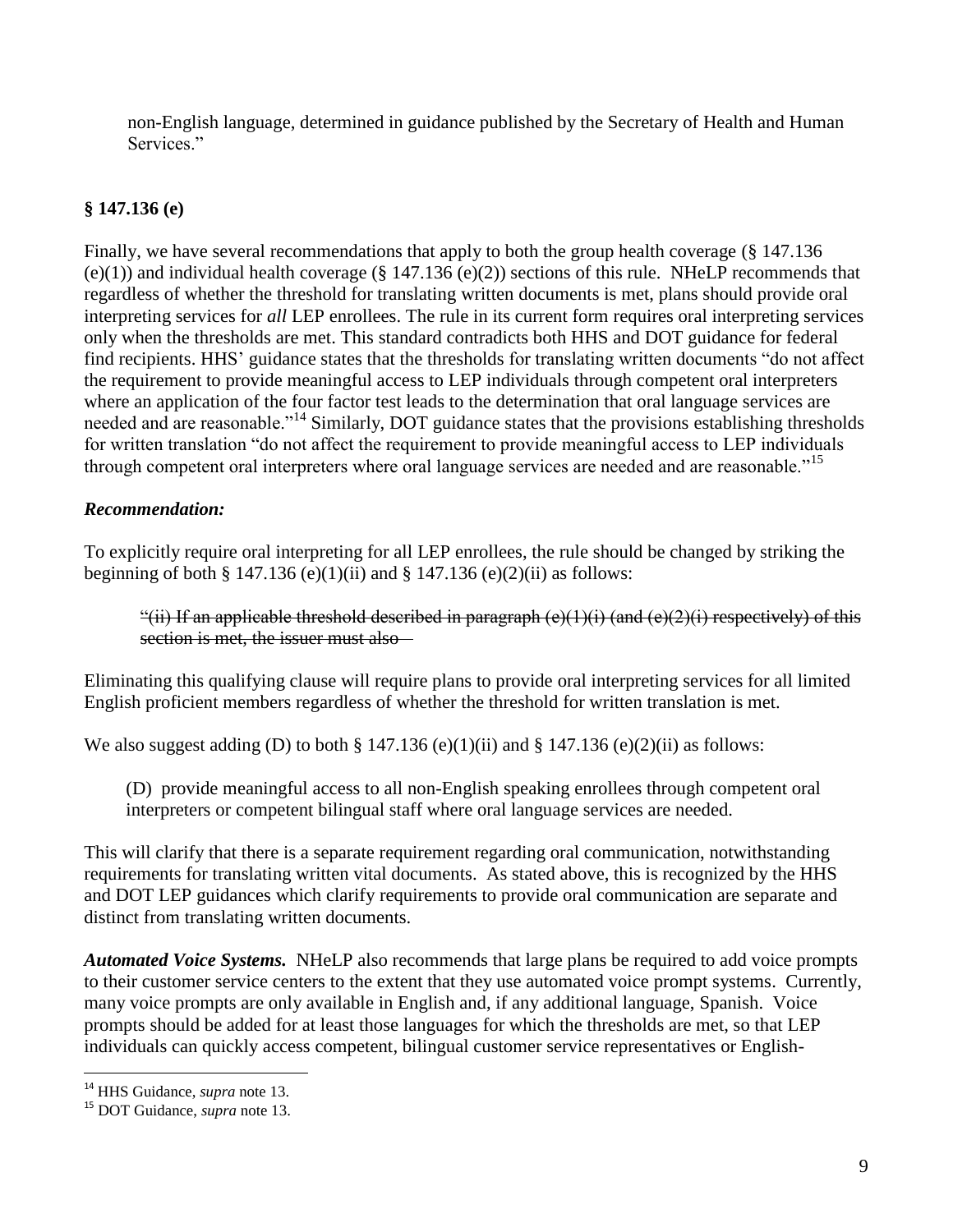non-English language, determined in guidance published by the Secretary of Health and Human Services."

**§ 147.136 (e)**

Finally, we have several recommendations that apply to both the group health coverage (§ 147.136 (e)(1)) and individual health coverage (§ 147.136 (e)(2)) sections of this rule. NHeLP recommends that regardless of whether the threshold for translating written documents is met, plans should provide oral interpreting services for *all* LEP enrollees. The rule in its current form requires oral interpreting services only when the thresholds are met. This standard contradicts both HHS and DOT guidance for federal find recipients. HHS' guidance states that the thresholds for translating written documents "do not affect the requirement to provide meaningful access to LEP individuals through competent oral interpreters where an application of the four factor test leads to the determination that oral language services are needed and are reasonable."[14] Similarly, DOT guidance states that the provisions establishing thresholds for written translation "do not affect the requirement to provide meaningful access to LEP individuals through competent oral interpreters where oral language services are needed and are reasonable."[15]

***Recommendation:***

To explicitly require oral interpreting for all LEP enrollees, the rule should be changed by striking the beginning of both § 147.136 (e)(1)(ii) and § 147.136 (e)(2)(ii) as follows:

> ~~"(ii) If an applicable threshold described in paragraph (e)(1)(i) (and (e)(2)(i) respectively) of this section is met, the issuer must also—~~

Eliminating this qualifying clause will require plans to provide oral interpreting services for all limited English proficient members regardless of whether the threshold for written translation is met.

We also suggest adding (D) to both § 147.136 (e)(1)(ii) and § 147.136 (e)(2)(ii) as follows:

> (D) provide meaningful access to all non-English speaking enrollees through competent oral interpreters or competent bilingual staff where oral language services are needed.

This will clarify that there is a separate requirement regarding oral communication, notwithstanding requirements for translating written vital documents. As stated above, this is recognized by the HHS and DOT LEP guidances which clarify requirements to provide oral communication are separate and distinct from translating written documents.

***Automated Voice Systems.*** NHeLP also recommends that large plans be required to add voice prompts to their customer service centers to the extent that they use automated voice prompt systems. Currently, many voice prompts are only available in English and, if any additional language, Spanish. Voice prompts should be added for at least those languages for which the thresholds are met, so that LEP individuals can quickly access competent, bilingual customer service representatives or English-

---

[14] HHS Guidance, *supra* note 13.

[15] DOT Guidance, *supra* note 13.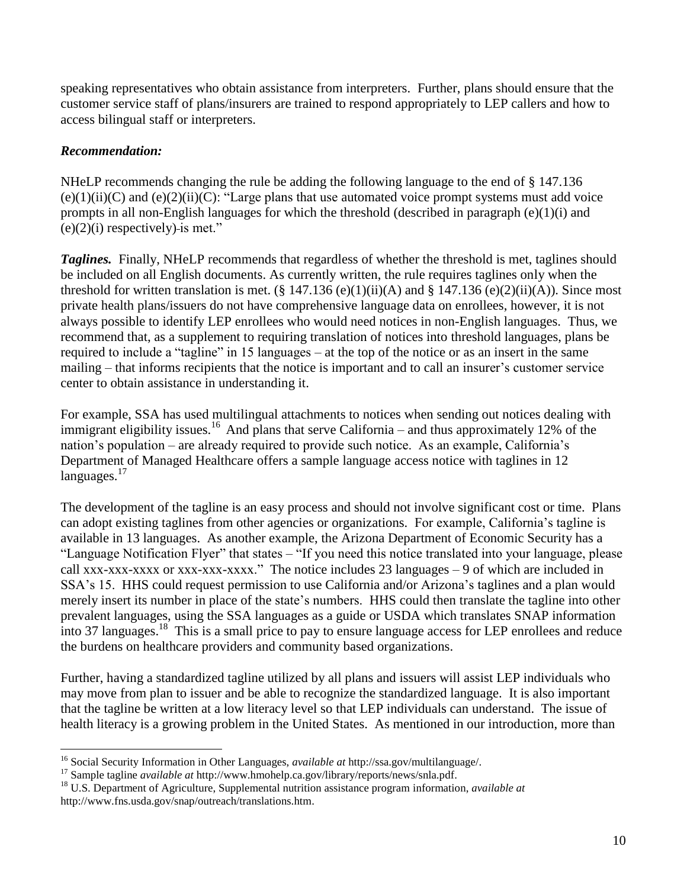speaking representatives who obtain assistance from interpreters. Further, plans should ensure that the customer service staff of plans/insurers are trained to respond appropriately to LEP callers and how to access bilingual staff or interpreters.

***Recommendation:***

NHeLP recommends changing the rule be adding the following language to the end of § 147.136 (e)(1)(ii)(C) and (e)(2)(ii)(C): "Large plans that use automated voice prompt systems must add voice prompts in all non-English languages for which the threshold (described in paragraph (e)(1)(i) and (e)(2)(i) respectively) is met."

***Taglines.*** Finally, NHeLP recommends that regardless of whether the threshold is met, taglines should be included on all English documents. As currently written, the rule requires taglines only when the threshold for written translation is met. (§ 147.136 (e)(1)(ii)(A) and § 147.136 (e)(2)(ii)(A)). Since most private health plans/issuers do not have comprehensive language data on enrollees, however, it is not always possible to identify LEP enrollees who would need notices in non-English languages. Thus, we recommend that, as a supplement to requiring translation of notices into threshold languages, plans be required to include a "tagline" in 15 languages – at the top of the notice or as an insert in the same mailing – that informs recipients that the notice is important and to call an insurer's customer service center to obtain assistance in understanding it.

For example, SSA has used multilingual attachments to notices when sending out notices dealing with immigrant eligibility issues.[16] And plans that serve California – and thus approximately 12% of the nation's population – are already required to provide such notice. As an example, California's Department of Managed Healthcare offers a sample language access notice with taglines in 12 languages.[17]

The development of the tagline is an easy process and should not involve significant cost or time. Plans can adopt existing taglines from other agencies or organizations. For example, California's tagline is available in 13 languages. As another example, the Arizona Department of Economic Security has a "Language Notification Flyer" that states – "If you need this notice translated into your language, please call xxx-xxx-xxxx or xxx-xxx-xxxx." The notice includes 23 languages – 9 of which are included in SSA's 15. HHS could request permission to use California and/or Arizona's taglines and a plan would merely insert its number in place of the state's numbers. HHS could then translate the tagline into other prevalent languages, using the SSA languages as a guide or USDA which translates SNAP information into 37 languages.[18] This is a small price to pay to ensure language access for LEP enrollees and reduce the burdens on healthcare providers and community based organizations.

Further, having a standardized tagline utilized by all plans and issuers will assist LEP individuals who may move from plan to issuer and be able to recognize the standardized language. It is also important that the tagline be written at a low literacy level so that LEP individuals can understand. The issue of health literacy is a growing problem in the United States. As mentioned in our introduction, more than

---

[16] Social Security Information in Other Languages, *available at* http://ssa.gov/multilanguage/.

[17] Sample tagline *available at* http://www.hmohelp.ca.gov/library/reports/news/snla.pdf.

[18] U.S. Department of Agriculture, Supplemental nutrition assistance program information, *available at* http://www.fns.usda.gov/snap/outreach/translations.htm.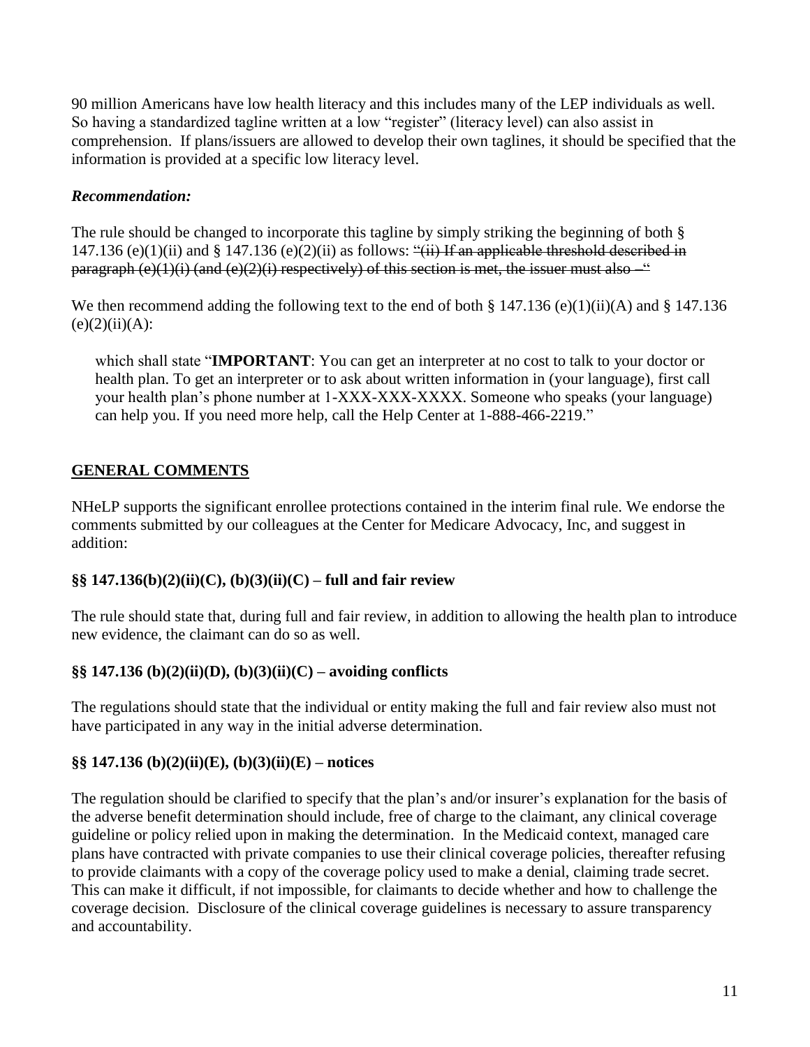90 million Americans have low health literacy and this includes many of the LEP individuals as well. So having a standardized tagline written at a low "register" (literacy level) can also assist in comprehension. If plans/issuers are allowed to develop their own taglines, it should be specified that the information is provided at a specific low literacy level.

***Recommendation:***

The rule should be changed to incorporate this tagline by simply striking the beginning of both § 147.136 (e)(1)(ii) and § 147.136 (e)(2)(ii) as follows: ~~"(ii) If an applicable threshold described in paragraph (e)(1)(i) (and (e)(2)(i) respectively) of this section is met, the issuer must also –"~~

We then recommend adding the following text to the end of both § 147.136 (e)(1)(ii)(A) and § 147.136 (e)(2)(ii)(A):

> which shall state "**IMPORTANT**: You can get an interpreter at no cost to talk to your doctor or health plan. To get an interpreter or to ask about written information in (your language), first call your health plan's phone number at 1-XXX-XXX-XXXX. Someone who speaks (your language) can help you. If you need more help, call the Help Center at 1-888-466-2219."

## GENERAL COMMENTS

NHeLP supports the significant enrollee protections contained in the interim final rule. We endorse the comments submitted by our colleagues at the Center for Medicare Advocacy, Inc, and suggest in addition:

### §§ 147.136(b)(2)(ii)(C), (b)(3)(ii)(C) – full and fair review

The rule should state that, during full and fair review, in addition to allowing the health plan to introduce new evidence, the claimant can do so as well.

### §§ 147.136 (b)(2)(ii)(D), (b)(3)(ii)(C) – avoiding conflicts

The regulations should state that the individual or entity making the full and fair review also must not have participated in any way in the initial adverse determination.

### §§ 147.136 (b)(2)(ii)(E), (b)(3)(ii)(E) – notices

The regulation should be clarified to specify that the plan's and/or insurer's explanation for the basis of the adverse benefit determination should include, free of charge to the claimant, any clinical coverage guideline or policy relied upon in making the determination. In the Medicaid context, managed care plans have contracted with private companies to use their clinical coverage policies, thereafter refusing to provide claimants with a copy of the coverage policy used to make a denial, claiming trade secret. This can make it difficult, if not impossible, for claimants to decide whether and how to challenge the coverage decision. Disclosure of the clinical coverage guidelines is necessary to assure transparency and accountability.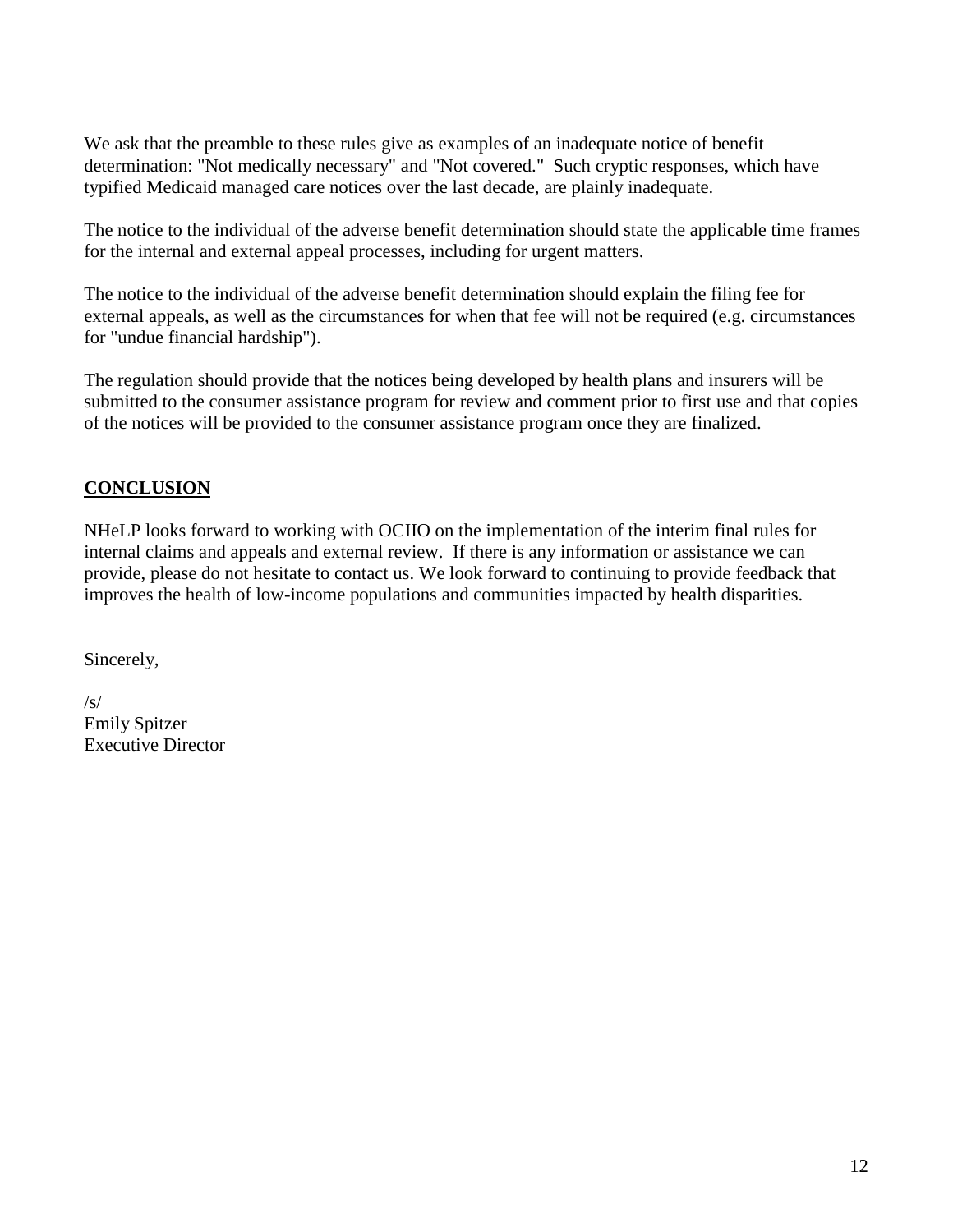We ask that the preamble to these rules give as examples of an inadequate notice of benefit determination: "Not medically necessary" and "Not covered." Such cryptic responses, which have typified Medicaid managed care notices over the last decade, are plainly inadequate.

The notice to the individual of the adverse benefit determination should state the applicable time frames for the internal and external appeal processes, including for urgent matters.

The notice to the individual of the adverse benefit determination should explain the filing fee for external appeals, as well as the circumstances for when that fee will not be required (e.g. circumstances for "undue financial hardship").

The regulation should provide that the notices being developed by health plans and insurers will be submitted to the consumer assistance program for review and comment prior to first use and that copies of the notices will be provided to the consumer assistance program once they are finalized.

## **CONCLUSION**

NHeLP looks forward to working with OCIIO on the implementation of the interim final rules for internal claims and appeals and external review. If there is any information or assistance we can provide, please do not hesitate to contact us. We look forward to continuing to provide feedback that improves the health of low-income populations and communities impacted by health disparities.

Sincerely,

/s/
Emily Spitzer
Executive Director